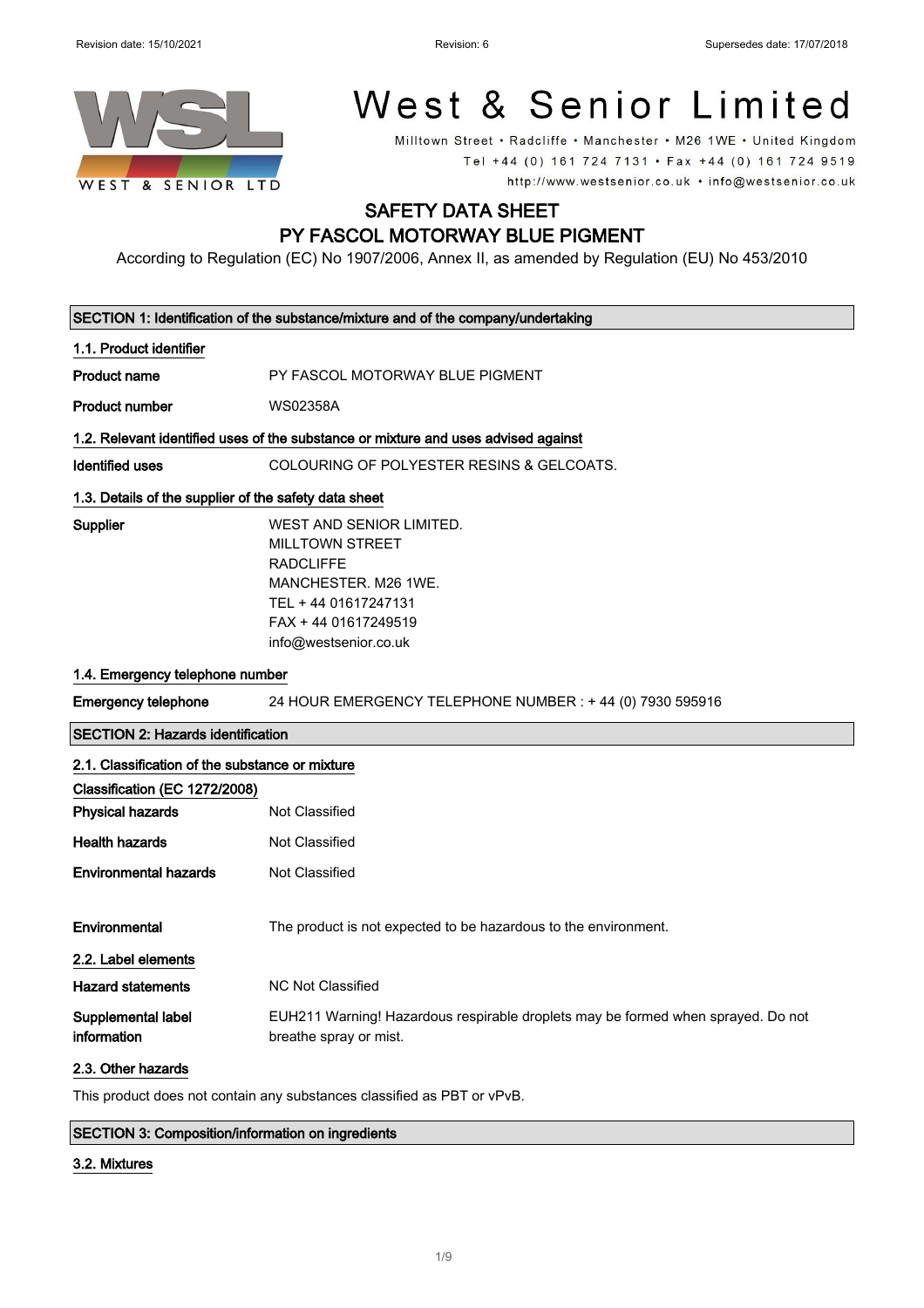Revision date: 15/10/2021 Revision: 6 Supersedes date: 17/07/2018

# West & Senior Limited

Milltown Street • Radcliffe • Manchester • M26 1WE • United Kingdom
Tel +44 (0) 161 724 7131 • Fax +44 (0) 161 724 9519
http://www.westsenior.co.uk • info@westsenior.co.uk

## SAFETY DATA SHEET
## PY FASCOL MOTORWAY BLUE PIGMENT

According to Regulation (EC) No 1907/2006, Annex II, as amended by Regulation (EU) No 453/2010

### SECTION 1: Identification of the substance/mixture and of the company/undertaking

**1.1. Product identifier**

| | |
|---|---|
| **Product name** | PY FASCOL MOTORWAY BLUE PIGMENT |
| **Product number** | WS02358A |

**1.2. Relevant identified uses of the substance or mixture and uses advised against**

| | |
|---|---|
| **Identified uses** | COLOURING OF POLYESTER RESINS & GELCOATS. |

**1.3. Details of the supplier of the safety data sheet**

**Supplier**
WEST AND SENIOR LIMITED.
MILLTOWN STREET
RADCLIFFE
MANCHESTER. M26 1WE.
TEL + 44 01617247131
FAX + 44 01617249519
info@westsenior.co.uk

**1.4. Emergency telephone number**

| | |
|---|---|
| **Emergency telephone** | 24 HOUR EMERGENCY TELEPHONE NUMBER : + 44 (0) 7930 595916 |

### SECTION 2: Hazards identification

**2.1. Classification of the substance or mixture**

**Classification (EC 1272/2008)**

| | |
|---|---|
| **Physical hazards** | Not Classified |
| **Health hazards** | Not Classified |
| **Environmental hazards** | Not Classified |
| **Environmental** | The product is not expected to be hazardous to the environment. |

**2.2. Label elements**

| | |
|---|---|
| **Hazard statements** | NC Not Classified |
| **Supplemental label information** | EUH211 Warning! Hazardous respirable droplets may be formed when sprayed. Do not breathe spray or mist. |

**2.3. Other hazards**

This product does not contain any substances classified as PBT or vPvB.

### SECTION 3: Composition/information on ingredients

**3.2. Mixtures**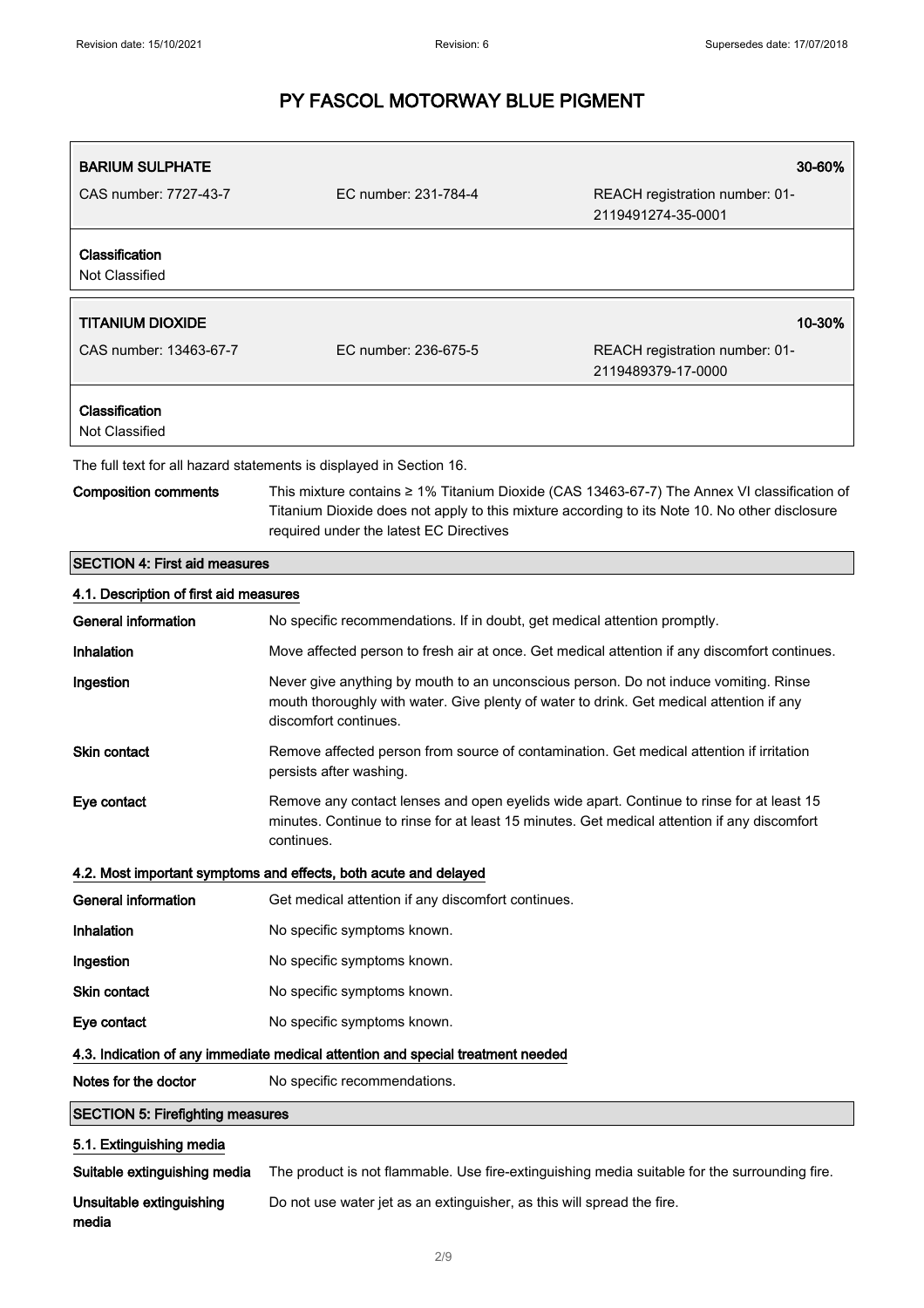| BARIUM SULPHATE | | 30-60% |
|---|---|---|
| CAS number: 7727-43-7 | EC number: 231-784-4 | REACH registration number: 01-2119491274-35-0001 |
| **Classification**<br>Not Classified | | |

| TITANIUM DIOXIDE | | 10-30% |
|---|---|---|
| CAS number: 13463-67-7 | EC number: 236-675-5 | REACH registration number: 01-2119489379-17-0000 |
| **Classification**<br>Not Classified | | |

The full text for all hazard statements is displayed in Section 16.

**Composition comments** This mixture contains ≥ 1% Titanium Dioxide (CAS 13463-67-7) The Annex VI classification of Titanium Dioxide does not apply to this mixture according to its Note 10. No other disclosure required under the latest EC Directives

## SECTION 4: First aid measures

### 4.1. Description of first aid measures

**General information** No specific recommendations. If in doubt, get medical attention promptly.

**Inhalation** Move affected person to fresh air at once. Get medical attention if any discomfort continues.

**Ingestion** Never give anything by mouth to an unconscious person. Do not induce vomiting. Rinse mouth thoroughly with water. Give plenty of water to drink. Get medical attention if any discomfort continues.

**Skin contact** Remove affected person from source of contamination. Get medical attention if irritation persists after washing.

**Eye contact** Remove any contact lenses and open eyelids wide apart. Continue to rinse for at least 15 minutes. Continue to rinse for at least 15 minutes. Get medical attention if any discomfort continues.

### 4.2. Most important symptoms and effects, both acute and delayed

**General information** Get medical attention if any discomfort continues.

**Inhalation** No specific symptoms known.

**Ingestion** No specific symptoms known.

**Skin contact** No specific symptoms known.

**Eye contact** No specific symptoms known.

### 4.3. Indication of any immediate medical attention and special treatment needed

**Notes for the doctor** No specific recommendations.

## SECTION 5: Firefighting measures

### 5.1. Extinguishing media

**Suitable extinguishing media** The product is not flammable. Use fire-extinguishing media suitable for the surrounding fire.

**Unsuitable extinguishing media** Do not use water jet as an extinguisher, as this will spread the fire.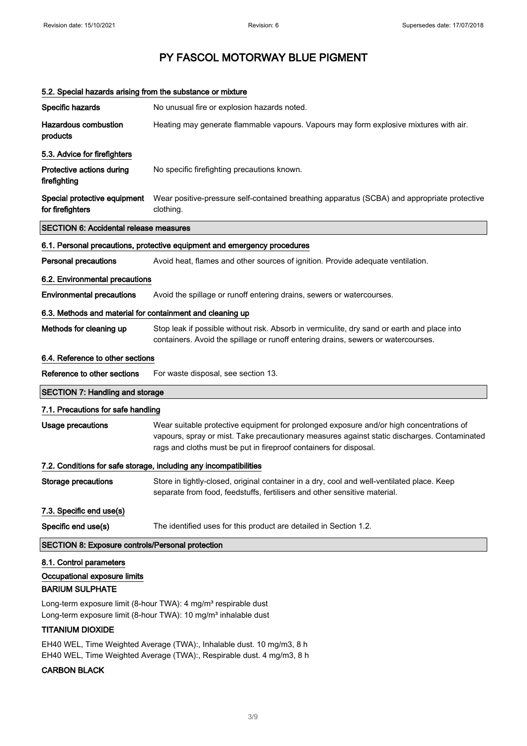# PY FASCOL MOTORWAY BLUE PIGMENT

### 5.2. Special hazards arising from the substance or mixture

**Specific hazards** No unusual fire or explosion hazards noted.

**Hazardous combustion products** Heating may generate flammable vapours. Vapours may form explosive mixtures with air.

### 5.3. Advice for firefighters

**Protective actions during firefighting** No specific firefighting precautions known.

**Special protective equipment for firefighters** Wear positive-pressure self-contained breathing apparatus (SCBA) and appropriate protective clothing.

## SECTION 6: Accidental release measures

### 6.1. Personal precautions, protective equipment and emergency procedures

**Personal precautions** Avoid heat, flames and other sources of ignition. Provide adequate ventilation.

### 6.2. Environmental precautions

**Environmental precautions** Avoid the spillage or runoff entering drains, sewers or watercourses.

### 6.3. Methods and material for containment and cleaning up

**Methods for cleaning up** Stop leak if possible without risk. Absorb in vermiculite, dry sand or earth and place into containers. Avoid the spillage or runoff entering drains, sewers or watercourses.

### 6.4. Reference to other sections

**Reference to other sections** For waste disposal, see section 13.

## SECTION 7: Handling and storage

### 7.1. Precautions for safe handling

**Usage precautions** Wear suitable protective equipment for prolonged exposure and/or high concentrations of vapours, spray or mist. Take precautionary measures against static discharges. Contaminated rags and cloths must be put in fireproof containers for disposal.

### 7.2. Conditions for safe storage, including any incompatibilities

**Storage precautions** Store in tightly-closed, original container in a dry, cool and well-ventilated place. Keep separate from food, feedstuffs, fertilisers and other sensitive material.

### 7.3. Specific end use(s)

**Specific end use(s)** The identified uses for this product are detailed in Section 1.2.

## SECTION 8: Exposure controls/Personal protection

### 8.1. Control parameters

**Occupational exposure limits**

**BARIUM SULPHATE**

Long-term exposure limit (8-hour TWA): 4 mg/m³ respirable dust
Long-term exposure limit (8-hour TWA): 10 mg/m³ inhalable dust

**TITANIUM DIOXIDE**

EH40 WEL, Time Weighted Average (TWA):, Inhalable dust. 10 mg/m3, 8 h
EH40 WEL, Time Weighted Average (TWA):, Respirable dust. 4 mg/m3, 8 h

**CARBON BLACK**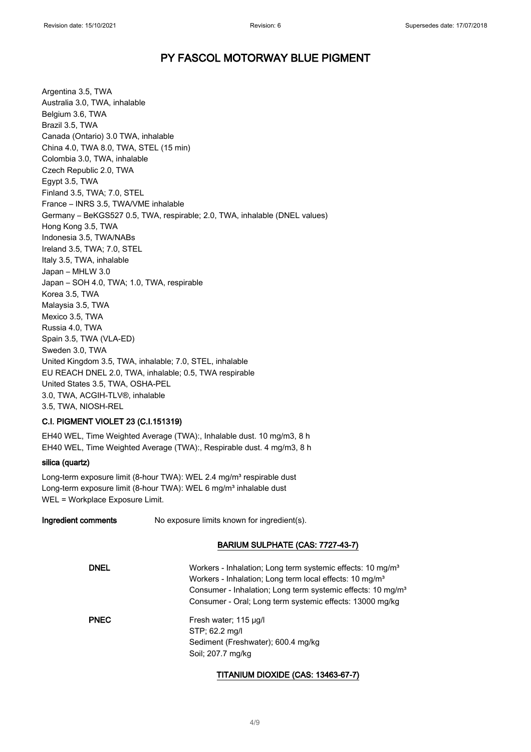Argentina 3.5, TWA
Australia 3.0, TWA, inhalable
Belgium 3.6, TWA
Brazil 3.5, TWA
Canada (Ontario) 3.0 TWA, inhalable
China 4.0, TWA 8.0, TWA, STEL (15 min)
Colombia 3.0, TWA, inhalable
Czech Republic 2.0, TWA
Egypt 3.5, TWA
Finland 3.5, TWA; 7.0, STEL
France – INRS 3.5, TWA/VME inhalable
Germany – BeKGS527 0.5, TWA, respirable; 2.0, TWA, inhalable (DNEL values)
Hong Kong 3.5, TWA
Indonesia 3.5, TWA/NABs
Ireland 3.5, TWA; 7.0, STEL
Italy 3.5, TWA, inhalable
Japan – MHLW 3.0
Japan – SOH 4.0, TWA; 1.0, TWA, respirable
Korea 3.5, TWA
Malaysia 3.5, TWA
Mexico 3.5, TWA
Russia 4.0, TWA
Spain 3.5, TWA (VLA-ED)
Sweden 3.0, TWA
United Kingdom 3.5, TWA, inhalable; 7.0, STEL, inhalable
EU REACH DNEL 2.0, TWA, inhalable; 0.5, TWA respirable
United States 3.5, TWA, OSHA-PEL
3.0, TWA, ACGIH-TLV®, inhalable
3.5, TWA, NIOSH-REL

**C.I. PIGMENT VIOLET 23 (C.I.151319)**

EH40 WEL, Time Weighted Average (TWA):, Inhalable dust. 10 mg/m3, 8 h
EH40 WEL, Time Weighted Average (TWA):, Respirable dust. 4 mg/m3, 8 h

**silica (quartz)**

Long-term exposure limit (8-hour TWA): WEL 2.4 mg/m³ respirable dust
Long-term exposure limit (8-hour TWA): WEL 6 mg/m³ inhalable dust
WEL = Workplace Exposure Limit.

**Ingredient comments** No exposure limits known for ingredient(s).

**BARIUM SULPHATE (CAS: 7727-43-7)**

**DNEL**
Workers - Inhalation; Long term systemic effects: 10 mg/m³
Workers - Inhalation; Long term local effects: 10 mg/m³
Consumer - Inhalation; Long term systemic effects: 10 mg/m³
Consumer - Oral; Long term systemic effects: 13000 mg/kg

**PNEC**
Fresh water; 115 µg/l
STP; 62.2 mg/l
Sediment (Freshwater); 600.4 mg/kg
Soil; 207.7 mg/kg

**TITANIUM DIOXIDE (CAS: 13463-67-7)**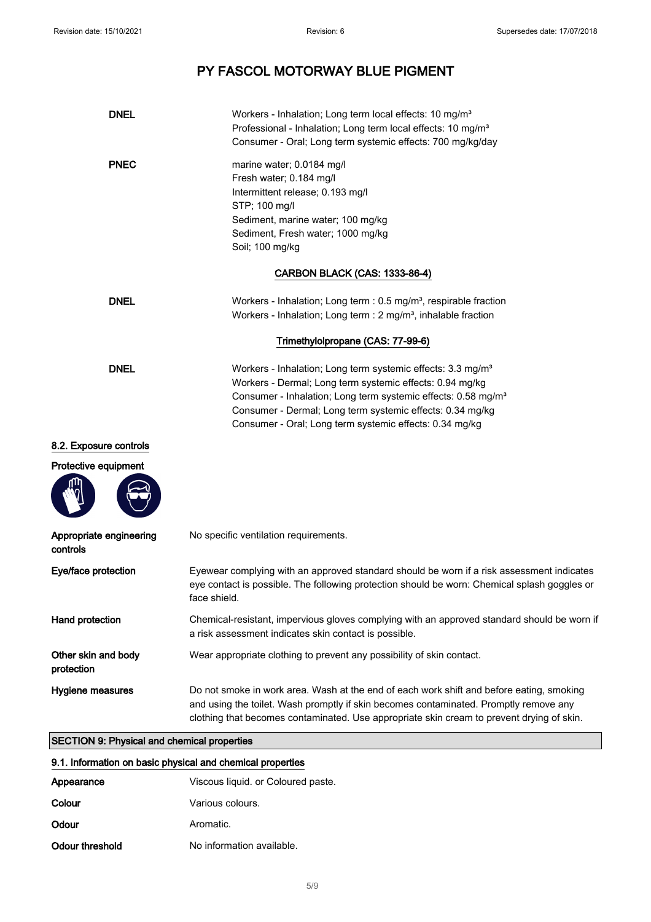# PY FASCOL MOTORWAY BLUE PIGMENT

**DNEL**

Workers - Inhalation; Long term local effects: 10 mg/m³
Professional - Inhalation; Long term local effects: 10 mg/m³
Consumer - Oral; Long term systemic effects: 700 mg/kg/day

**PNEC**

marine water; 0.0184 mg/l
Fresh water; 0.184 mg/l
Intermittent release; 0.193 mg/l
STP; 100 mg/l
Sediment, marine water; 100 mg/kg
Sediment, Fresh water; 1000 mg/kg
Soil; 100 mg/kg

**CARBON BLACK (CAS: 1333-86-4)**

**DNEL**

Workers - Inhalation; Long term : 0.5 mg/m³, respirable fraction
Workers - Inhalation; Long term : 2 mg/m³, inhalable fraction

**Trimethylolpropane (CAS: 77-99-6)**

**DNEL**

Workers - Inhalation; Long term systemic effects: 3.3 mg/m³
Workers - Dermal; Long term systemic effects: 0.94 mg/kg
Consumer - Inhalation; Long term systemic effects: 0.58 mg/m³
Consumer - Dermal; Long term systemic effects: 0.34 mg/kg
Consumer - Oral; Long term systemic effects: 0.34 mg/kg

### 8.2. Exposure controls

**Protective equipment**

**Appropriate engineering controls**
No specific ventilation requirements.

**Eye/face protection**
Eyewear complying with an approved standard should be worn if a risk assessment indicates eye contact is possible. The following protection should be worn: Chemical splash goggles or face shield.

**Hand protection**
Chemical-resistant, impervious gloves complying with an approved standard should be worn if a risk assessment indicates skin contact is possible.

**Other skin and body protection**
Wear appropriate clothing to prevent any possibility of skin contact.

**Hygiene measures**
Do not smoke in work area. Wash at the end of each work shift and before eating, smoking and using the toilet. Wash promptly if skin becomes contaminated. Promptly remove any clothing that becomes contaminated. Use appropriate skin cream to prevent drying of skin.

## SECTION 9: Physical and chemical properties

### 9.1. Information on basic physical and chemical properties

| | |
|---|---|
| **Appearance** | Viscous liquid. or Coloured paste. |
| **Colour** | Various colours. |
| **Odour** | Aromatic. |
| **Odour threshold** | No information available. |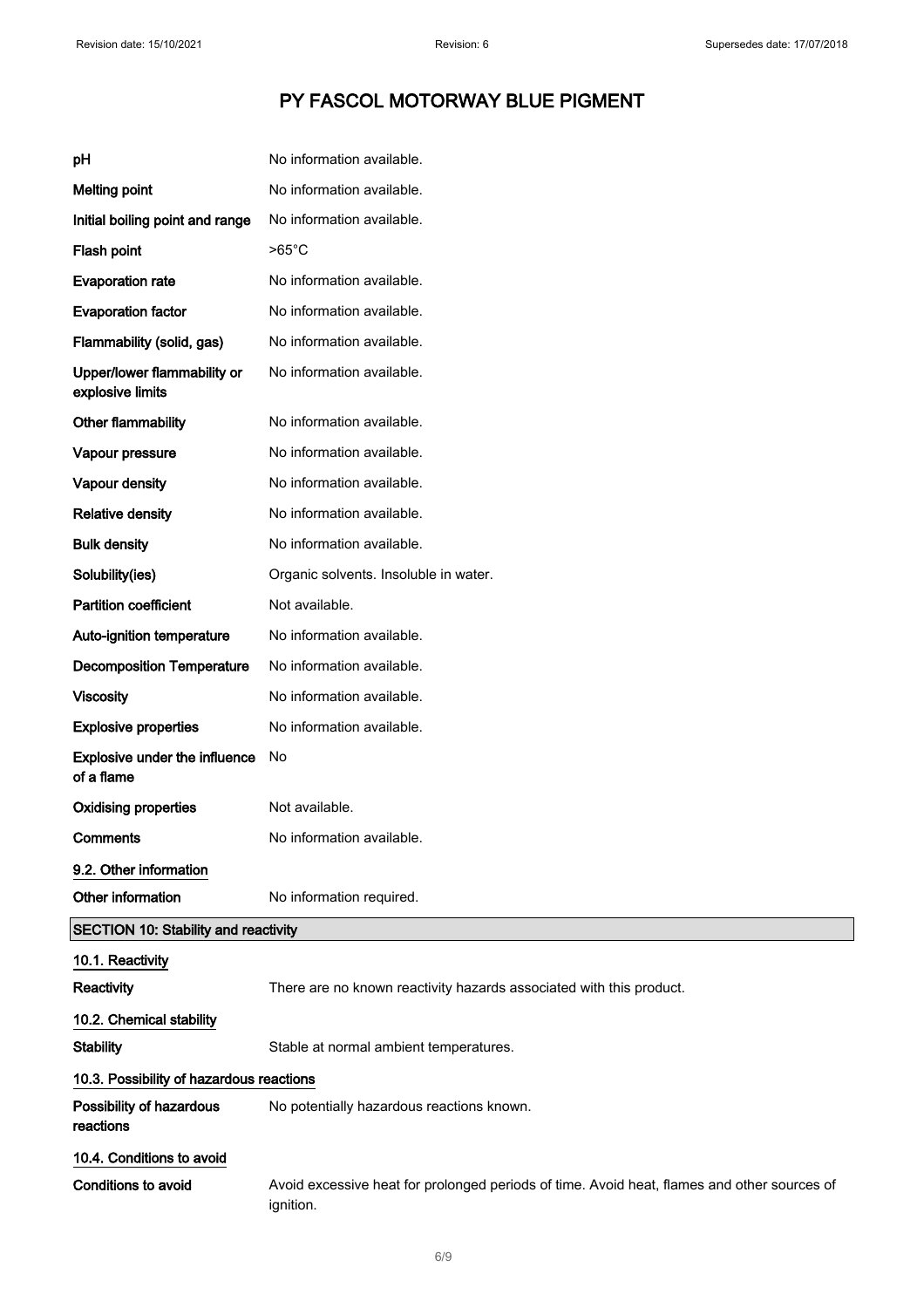| | |
|---|---|
| **pH** | No information available. |
| **Melting point** | No information available. |
| **Initial boiling point and range** | No information available. |
| **Flash point** | >65°C |
| **Evaporation rate** | No information available. |
| **Evaporation factor** | No information available. |
| **Flammability (solid, gas)** | No information available. |
| **Upper/lower flammability or explosive limits** | No information available. |
| **Other flammability** | No information available. |
| **Vapour pressure** | No information available. |
| **Vapour density** | No information available. |
| **Relative density** | No information available. |
| **Bulk density** | No information available. |
| **Solubility(ies)** | Organic solvents. Insoluble in water. |
| **Partition coefficient** | Not available. |
| **Auto-ignition temperature** | No information available. |
| **Decomposition Temperature** | No information available. |
| **Viscosity** | No information available. |
| **Explosive properties** | No information available. |
| **Explosive under the influence of a flame** | No |
| **Oxidising properties** | Not available. |
| **Comments** | No information available. |

### 9.2. Other information

| | |
|---|---|
| **Other information** | No information required. |

## SECTION 10: Stability and reactivity

### 10.1. Reactivity

| | |
|---|---|
| **Reactivity** | There are no known reactivity hazards associated with this product. |

### 10.2. Chemical stability

| | |
|---|---|
| **Stability** | Stable at normal ambient temperatures. |

### 10.3. Possibility of hazardous reactions

| | |
|---|---|
| **Possibility of hazardous reactions** | No potentially hazardous reactions known. |

### 10.4. Conditions to avoid

| | |
|---|---|
| **Conditions to avoid** | Avoid excessive heat for prolonged periods of time. Avoid heat, flames and other sources of ignition. |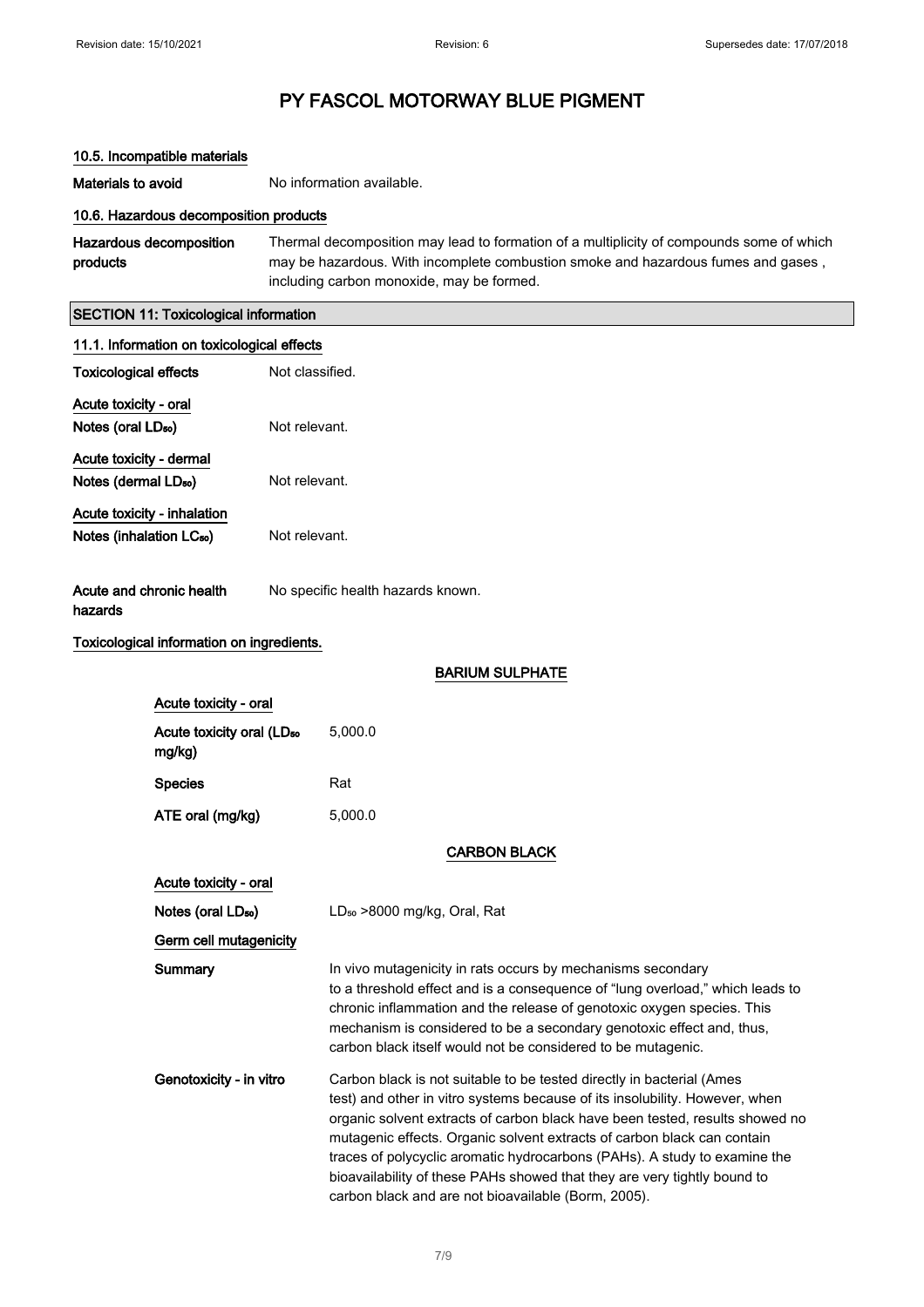# PY FASCOL MOTORWAY BLUE PIGMENT

### 10.5. Incompatible materials

**Materials to avoid** No information available.

### 10.6. Hazardous decomposition products

**Hazardous decomposition products** Thermal decomposition may lead to formation of a multiplicity of compounds some of which may be hazardous. With incomplete combustion smoke and hazardous fumes and gases , including carbon monoxide, may be formed.

## SECTION 11: Toxicological information

### 11.1. Information on toxicological effects

**Toxicological effects** Not classified.

**Acute toxicity - oral**

**Notes (oral $LD_{50}$)** Not relevant.

**Acute toxicity - dermal**

**Notes (dermal $LD_{50}$)** Not relevant.

**Acute toxicity - inhalation**

**Notes (inhalation $LC_{50}$)** Not relevant.

**Acute and chronic health hazards** No specific health hazards known.

**Toxicological information on ingredients.**

**BARIUM SULPHATE**

**Acute toxicity - oral**

**Acute toxicity oral ($LD_{50}$ mg/kg)** 5,000.0

**Species** Rat

**ATE oral (mg/kg)** 5,000.0

**CARBON BLACK**

**Acute toxicity - oral**

**Notes (oral $LD_{50}$)** $LD_{50}$ >8000 mg/kg, Oral, Rat

**Germ cell mutagenicity**

**Summary** In vivo mutagenicity in rats occurs by mechanisms secondary to a threshold effect and is a consequence of “lung overload,” which leads to chronic inflammation and the release of genotoxic oxygen species. This mechanism is considered to be a secondary genotoxic effect and, thus, carbon black itself would not be considered to be mutagenic.

**Genotoxicity - in vitro** Carbon black is not suitable to be tested directly in bacterial (Ames test) and other in vitro systems because of its insolubility. However, when organic solvent extracts of carbon black have been tested, results showed no mutagenic effects. Organic solvent extracts of carbon black can contain traces of polycyclic aromatic hydrocarbons (PAHs). A study to examine the bioavailability of these PAHs showed that they are very tightly bound to carbon black and are not bioavailable (Borm, 2005).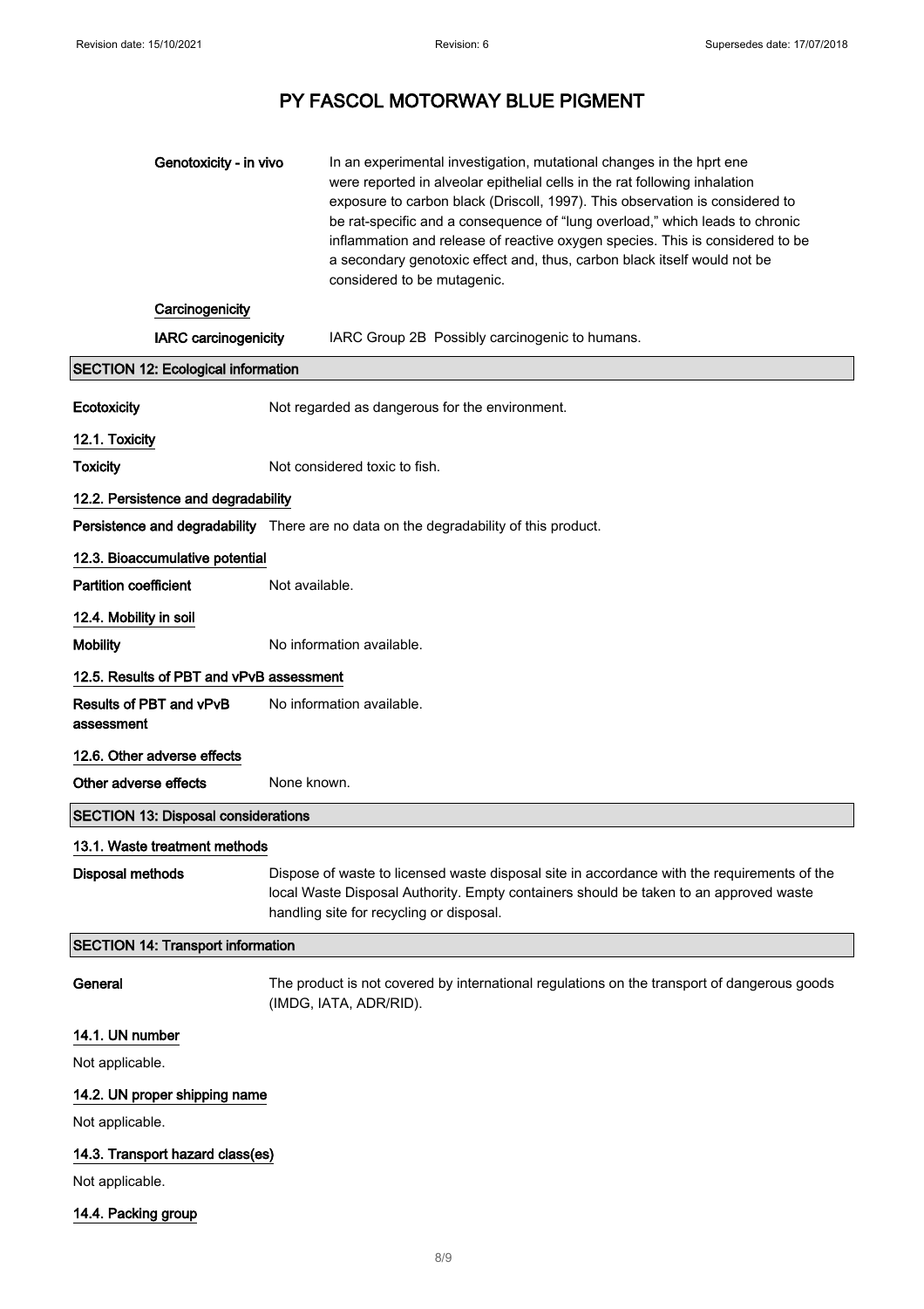| | |
|---|---|
| **Genotoxicity - in vivo** | In an experimental investigation, mutational changes in the hprt ene were reported in alveolar epithelial cells in the rat following inhalation exposure to carbon black (Driscoll, 1997). This observation is considered to be rat-specific and a consequence of "lung overload," which leads to chronic inflammation and release of reactive oxygen species. This is considered to be a secondary genotoxic effect and, thus, carbon black itself would not be considered to be mutagenic. |

**Carcinogenicity**

| | |
|---|---|
| **IARC carcinogenicity** | IARC Group 2B Possibly carcinogenic to humans. |

## SECTION 12: Ecological information

| | |
|---|---|
| **Ecotoxicity** | Not regarded as dangerous for the environment. |

### 12.1. Toxicity

| | |
|---|---|
| **Toxicity** | Not considered toxic to fish. |

### 12.2. Persistence and degradability

| | |
|---|---|
| **Persistence and degradability** | There are no data on the degradability of this product. |

### 12.3. Bioaccumulative potential

| | |
|---|---|
| **Partition coefficient** | Not available. |

### 12.4. Mobility in soil

| | |
|---|---|
| **Mobility** | No information available. |

### 12.5. Results of PBT and vPvB assessment

| | |
|---|---|
| **Results of PBT and vPvB assessment** | No information available. |

### 12.6. Other adverse effects

| | |
|---|---|
| **Other adverse effects** | None known. |

## SECTION 13: Disposal considerations

### 13.1. Waste treatment methods

| | |
|---|---|
| **Disposal methods** | Dispose of waste to licensed waste disposal site in accordance with the requirements of the local Waste Disposal Authority. Empty containers should be taken to an approved waste handling site for recycling or disposal. |

## SECTION 14: Transport information

| | |
|---|---|
| **General** | The product is not covered by international regulations on the transport of dangerous goods (IMDG, IATA, ADR/RID). |

### 14.1. UN number

Not applicable.

### 14.2. UN proper shipping name

Not applicable.

### 14.3. Transport hazard class(es)

Not applicable.

### 14.4. Packing group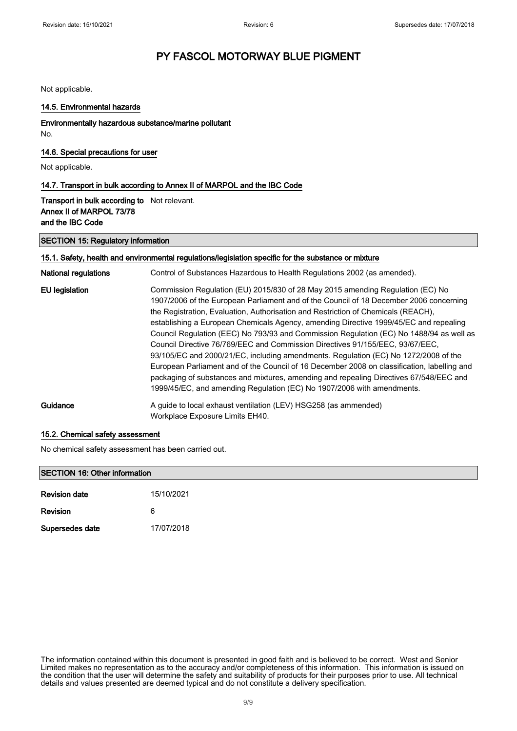Not applicable.

### 14.5. Environmental hazards

**Environmentally hazardous substance/marine pollutant**

No.

### 14.6. Special precautions for user

Not applicable.

### 14.7. Transport in bulk according to Annex II of MARPOL and the IBC Code

| | |
|---|---|
| **Transport in bulk according to Annex II of MARPOL 73/78 and the IBC Code** | Not relevant. |

## SECTION 15: Regulatory information

### 15.1. Safety, health and environmental regulations/legislation specific for the substance or mixture

| | |
|---|---|
| **National regulations** | Control of Substances Hazardous to Health Regulations 2002 (as amended). |
| **EU legislation** | Commission Regulation (EU) 2015/830 of 28 May 2015 amending Regulation (EC) No 1907/2006 of the European Parliament and of the Council of 18 December 2006 concerning the Registration, Evaluation, Authorisation and Restriction of Chemicals (REACH), establishing a European Chemicals Agency, amending Directive 1999/45/EC and repealing Council Regulation (EEC) No 793/93 and Commission Regulation (EC) No 1488/94 as well as Council Directive 76/769/EEC and Commission Directives 91/155/EEC, 93/67/EEC, 93/105/EC and 2000/21/EC, including amendments. Regulation (EC) No 1272/2008 of the European Parliament and of the Council of 16 December 2008 on classification, labelling and packaging of substances and mixtures, amending and repealing Directives 67/548/EEC and 1999/45/EC, and amending Regulation (EC) No 1907/2006 with amendments. |
| **Guidance** | A guide to local exhaust ventilation (LEV) HSG258 (as ammended)<br>Workplace Exposure Limits EH40. |

### 15.2. Chemical safety assessment

No chemical safety assessment has been carried out.

## SECTION 16: Other information

| | |
|---|---|
| **Revision date** | 15/10/2021 |
| **Revision** | 6 |
| **Supersedes date** | 17/07/2018 |

The information contained within this document is presented in good faith and is believed to be correct. West and Senior Limited makes no representation as to the accuracy and/or completeness of this information. This information is issued on the condition that the user will determine the safety and suitability of products for their purposes prior to use. All technical details and values presented are deemed typical and do not constitute a delivery specification.